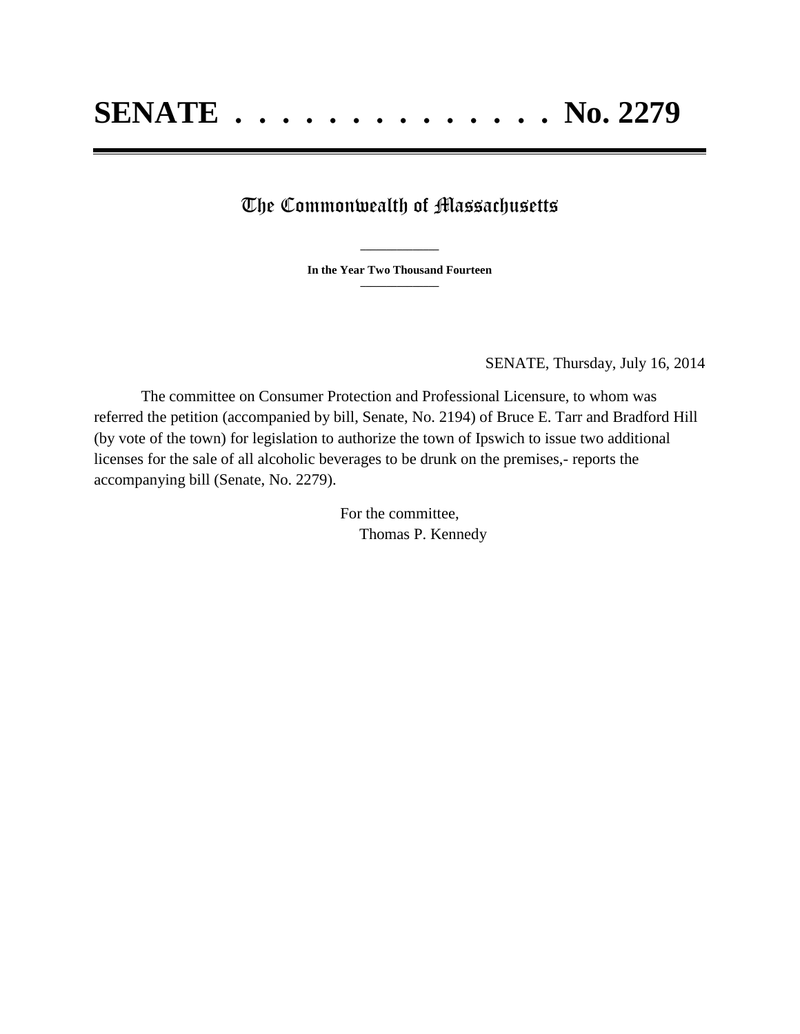# SENATE . . . . . . . . . . . . . . . No. 2279

## The Commonwealth of Massachusetts

**In the Year Two Thousand Fourteen**

SENATE, Thursday, July 16, 2014

The committee on Consumer Protection and Professional Licensure, to whom was referred the petition (accompanied by bill, Senate, No. 2194) of Bruce E. Tarr and Bradford Hill (by vote of the town) for legislation to authorize the town of Ipswich to issue two additional licenses for the sale of all alcoholic beverages to be drunk on the premises,- reports the accompanying bill (Senate, No. 2279).

For the committee,
Thomas P. Kennedy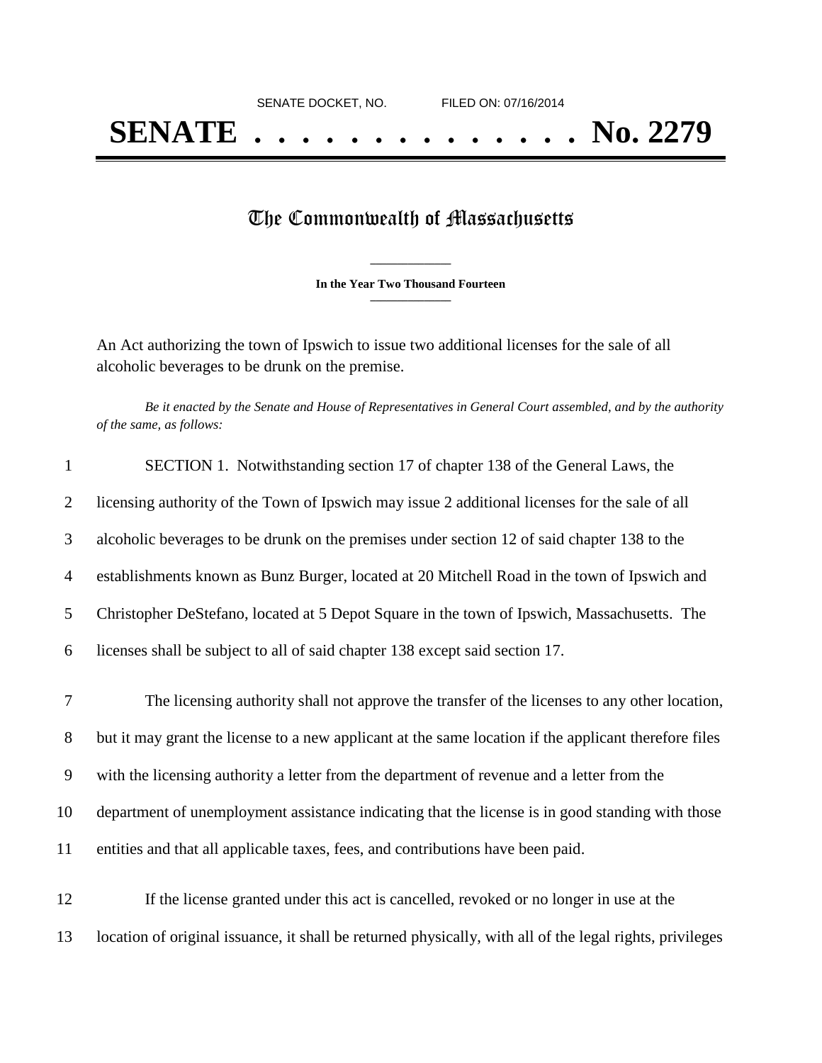SENATE DOCKET, NO. FILED ON: 07/16/2014

# SENATE . . . . . . . . . . . . . . No. 2279

## The Commonwealth of Massachusetts

**In the Year Two Thousand Fourteen**

An Act authorizing the town of Ipswich to issue two additional licenses for the sale of all alcoholic beverages to be drunk on the premise.

*Be it enacted by the Senate and House of Representatives in General Court assembled, and by the authority of the same, as follows:*

1 SECTION 1. Notwithstanding section 17 of chapter 138 of the General Laws, the
2 licensing authority of the Town of Ipswich may issue 2 additional licenses for the sale of all
3 alcoholic beverages to be drunk on the premises under section 12 of said chapter 138 to the
4 establishments known as Bunz Burger, located at 20 Mitchell Road in the town of Ipswich and
5 Christopher DeStefano, located at 5 Depot Square in the town of Ipswich, Massachusetts. The
6 licenses shall be subject to all of said chapter 138 except said section 17.

7 The licensing authority shall not approve the transfer of the licenses to any other location,
8 but it may grant the license to a new applicant at the same location if the applicant therefore files
9 with the licensing authority a letter from the department of revenue and a letter from the
10 department of unemployment assistance indicating that the license is in good standing with those
11 entities and that all applicable taxes, fees, and contributions have been paid.

12 If the license granted under this act is cancelled, revoked or no longer in use at the
13 location of original issuance, it shall be returned physically, with all of the legal rights, privileges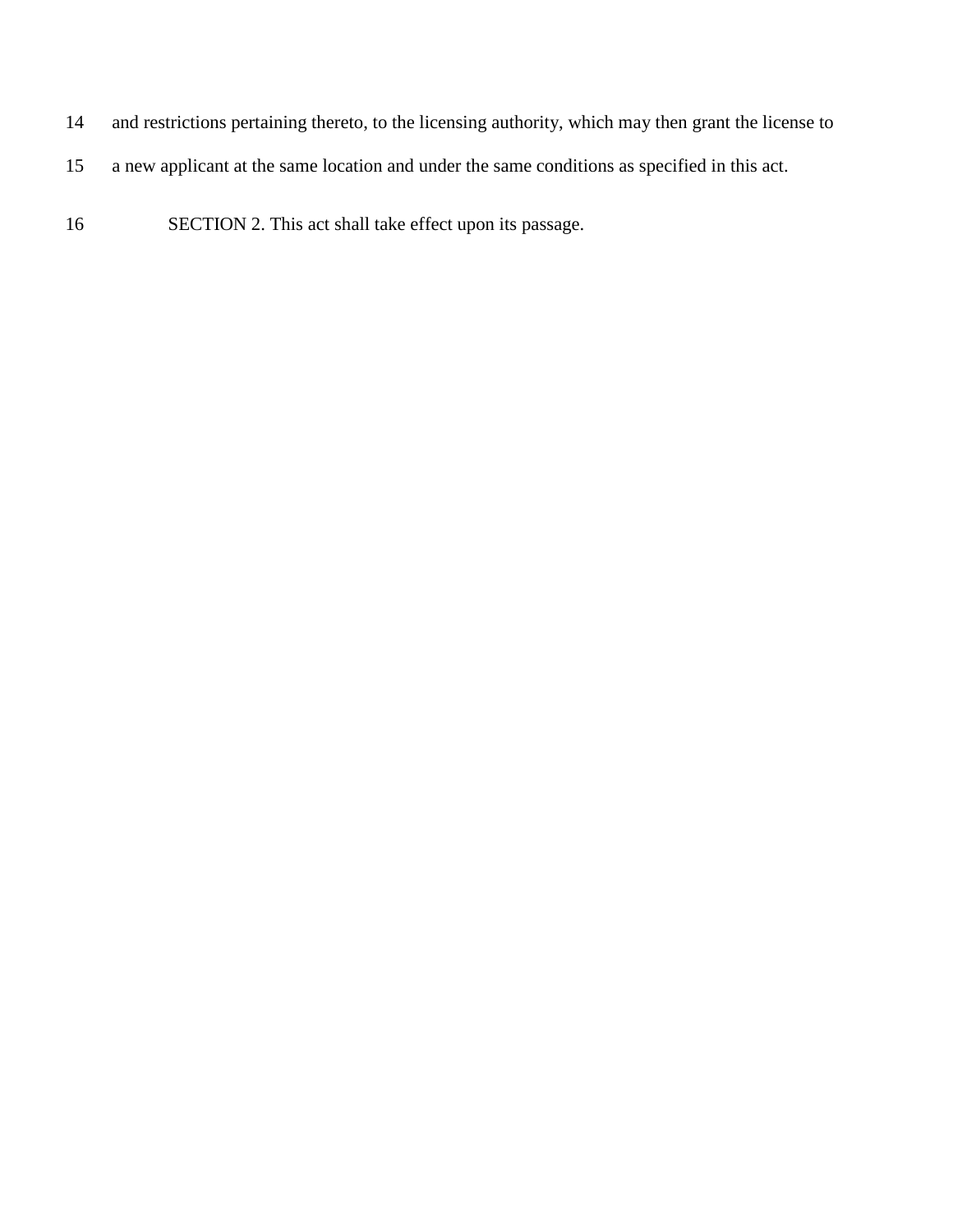and restrictions pertaining thereto, to the licensing authority, which may then grant the license to a new applicant at the same location and under the same conditions as specified in this act.

SECTION 2. This act shall take effect upon its passage.